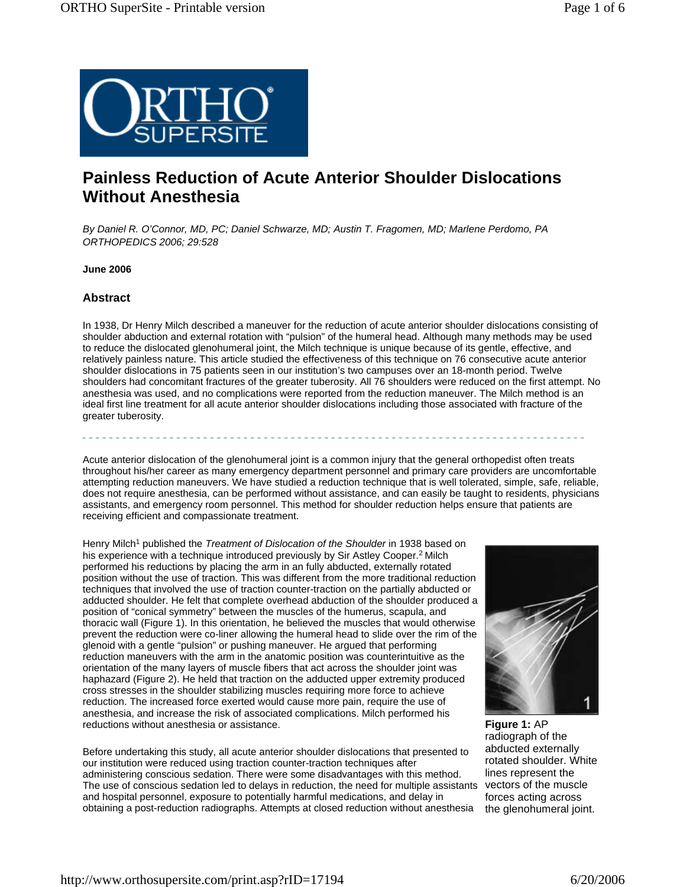# Painless Reduction of Acute Anterior Shoulder Dislocations Without Anesthesia

*By Daniel R. O'Connor, MD, PC; Daniel Schwarze, MD; Austin T. Fragomen, MD; Marlene Perdomo, PA*
*ORTHOPEDICS 2006; 29:528*

**June 2006**

## Abstract

In 1938, Dr Henry Milch described a maneuver for the reduction of acute anterior shoulder dislocations consisting of shoulder abduction and external rotation with "pulsion" of the humeral head. Although many methods may be used to reduce the dislocated glenohumeral joint, the Milch technique is unique because of its gentle, effective, and relatively painless nature. This article studied the effectiveness of this technique on 76 consecutive acute anterior shoulder dislocations in 75 patients seen in our institution's two campuses over an 18-month period. Twelve shoulders had concomitant fractures of the greater tuberosity. All 76 shoulders were reduced on the first attempt. No anesthesia was used, and no complications were reported from the reduction maneuver. The Milch method is an ideal first line treatment for all acute anterior shoulder dislocations including those associated with fracture of the greater tuberosity.

---

Acute anterior dislocation of the glenohumeral joint is a common injury that the general orthopedist often treats throughout his/her career as many emergency department personnel and primary care providers are uncomfortable attempting reduction maneuvers. We have studied a reduction technique that is well tolerated, simple, safe, reliable, does not require anesthesia, can be performed without assistance, and can easily be taught to residents, physicians assistants, and emergency room personnel. This method for shoulder reduction helps ensure that patients are receiving efficient and compassionate treatment.

Henry Milch[1] published the *Treatment of Dislocation of the Shoulder* in 1938 based on his experience with a technique introduced previously by Sir Astley Cooper.[2] Milch performed his reductions by placing the arm in an fully abducted, externally rotated position without the use of traction. This was different from the more traditional reduction techniques that involved the use of traction counter-traction on the partially abducted or adducted shoulder. He felt that complete overhead abduction of the shoulder produced a position of "conical symmetry" between the muscles of the humerus, scapula, and thoracic wall (Figure 1). In this orientation, he believed the muscles that would otherwise prevent the reduction were co-liner allowing the humeral head to slide over the rim of the glenoid with a gentle "pulsion" or pushing maneuver. He argued that performing reduction maneuvers with the arm in the anatomic position was counterintuitive as the orientation of the many layers of muscle fibers that act across the shoulder joint was haphazard (Figure 2). He held that traction on the adducted upper extremity produced cross stresses in the shoulder stabilizing muscles requiring more force to achieve reduction. The increased force exerted would cause more pain, require the use of anesthesia, and increase the risk of associated complications. Milch performed his reductions without anesthesia or assistance.

**Figure 1:** AP radiograph of the abducted externally rotated shoulder. White lines represent the vectors of the muscle forces acting across the glenohumeral joint.

Before undertaking this study, all acute anterior shoulder dislocations that presented to our institution were reduced using traction counter-traction techniques after administering conscious sedation. There were some disadvantages with this method. The use of conscious sedation led to delays in reduction, the need for multiple assistants and hospital personnel, exposure to potentially harmful medications, and delay in obtaining a post-reduction radiographs. Attempts at closed reduction without anesthesia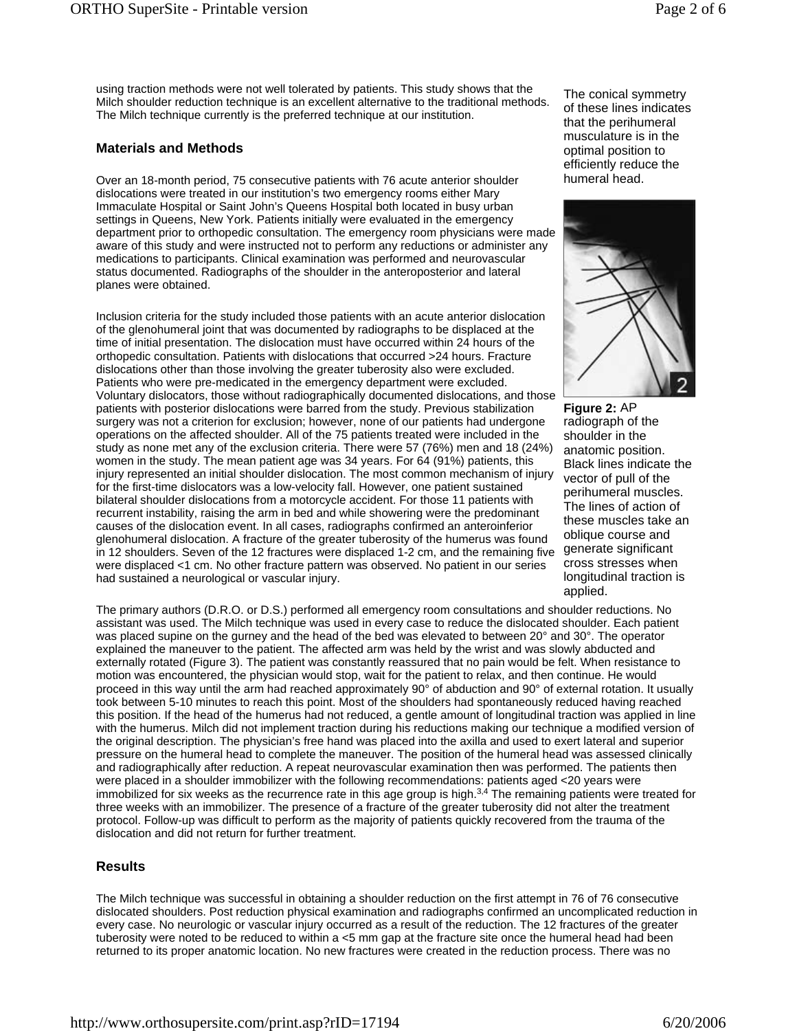using traction methods were not well tolerated by patients. This study shows that the Milch shoulder reduction technique is an excellent alternative to the traditional methods. The Milch technique currently is the preferred technique at our institution.

The conical symmetry of these lines indicates that the perihumeral musculature is in the optimal position to efficiently reduce the humeral head.

**Figure 2:** AP radiograph of the shoulder in the anatomic position. Black lines indicate the vector of pull of the perihumeral muscles. The lines of action of these muscles take an oblique course and generate significant cross stresses when longitudinal traction is applied.

## Materials and Methods

Over an 18-month period, 75 consecutive patients with 76 acute anterior shoulder dislocations were treated in our institution's two emergency rooms either Mary Immaculate Hospital or Saint John's Queens Hospital both located in busy urban settings in Queens, New York. Patients initially were evaluated in the emergency department prior to orthopedic consultation. The emergency room physicians were made aware of this study and were instructed not to perform any reductions or administer any medications to participants. Clinical examination was performed and neurovascular status documented. Radiographs of the shoulder in the anteroposterior and lateral planes were obtained.

Inclusion criteria for the study included those patients with an acute anterior dislocation of the glenohumeral joint that was documented by radiographs to be displaced at the time of initial presentation. The dislocation must have occurred within 24 hours of the orthopedic consultation. Patients with dislocations that occurred >24 hours. Fracture dislocations other than those involving the greater tuberosity also were excluded. Patients who were pre-medicated in the emergency department were excluded. Voluntary dislocators, those without radiographically documented dislocations, and those patients with posterior dislocations were barred from the study. Previous stabilization surgery was not a criterion for exclusion; however, none of our patients had undergone operations on the affected shoulder. All of the 75 patients treated were included in the study as none met any of the exclusion criteria. There were 57 (76%) men and 18 (24%) women in the study. The mean patient age was 34 years. For 64 (91%) patients, this injury represented an initial shoulder dislocation. The most common mechanism of injury for the first-time dislocators was a low-velocity fall. However, one patient sustained bilateral shoulder dislocations from a motorcycle accident. For those 11 patients with recurrent instability, raising the arm in bed and while showering were the predominant causes of the dislocation event. In all cases, radiographs confirmed an anteroinferior glenohumeral dislocation. A fracture of the greater tuberosity of the humerus was found in 12 shoulders. Seven of the 12 fractures were displaced 1-2 cm, and the remaining five were displaced <1 cm. No other fracture pattern was observed. No patient in our series had sustained a neurological or vascular injury.

The primary authors (D.R.O. or D.S.) performed all emergency room consultations and shoulder reductions. No assistant was used. The Milch technique was used in every case to reduce the dislocated shoulder. Each patient was placed supine on the gurney and the head of the bed was elevated to between 20° and 30°. The operator explained the maneuver to the patient. The affected arm was held by the wrist and was slowly abducted and externally rotated (Figure 3). The patient was constantly reassured that no pain would be felt. When resistance to motion was encountered, the physician would stop, wait for the patient to relax, and then continue. He would proceed in this way until the arm had reached approximately 90° of abduction and 90° of external rotation. It usually took between 5-10 minutes to reach this point. Most of the shoulders had spontaneously reduced having reached this position. If the head of the humerus had not reduced, a gentle amount of longitudinal traction was applied in line with the humerus. Milch did not implement traction during his reductions making our technique a modified version of the original description. The physician's free hand was placed into the axilla and used to exert lateral and superior pressure on the humeral head to complete the maneuver. The position of the humeral head was assessed clinically and radiographically after reduction. A repeat neurovascular examination then was performed. The patients then were placed in a shoulder immobilizer with the following recommendations: patients aged <20 years were immobilized for six weeks as the recurrence rate in this age group is high.[3,4] The remaining patients were treated for three weeks with an immobilizer. The presence of a fracture of the greater tuberosity did not alter the treatment protocol. Follow-up was difficult to perform as the majority of patients quickly recovered from the trauma of the dislocation and did not return for further treatment.

## Results

The Milch technique was successful in obtaining a shoulder reduction on the first attempt in 76 of 76 consecutive dislocated shoulders. Post reduction physical examination and radiographs confirmed an uncomplicated reduction in every case. No neurologic or vascular injury occurred as a result of the reduction. The 12 fractures of the greater tuberosity were noted to be reduced to within a <5 mm gap at the fracture site once the humeral head had been returned to its proper anatomic location. No new fractures were created in the reduction process. There was no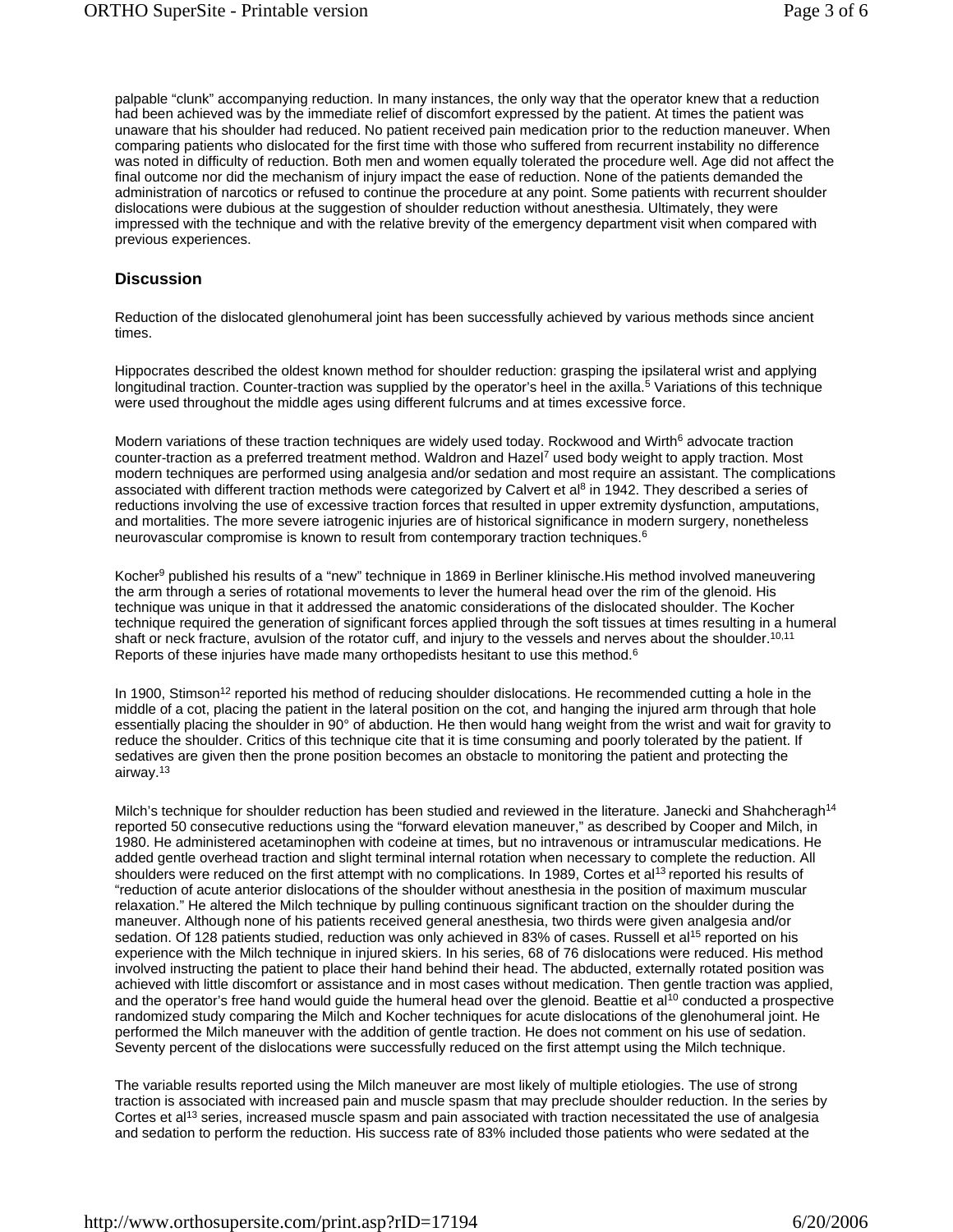palpable "clunk" accompanying reduction. In many instances, the only way that the operator knew that a reduction had been achieved was by the immediate relief of discomfort expressed by the patient. At times the patient was unaware that his shoulder had reduced. No patient received pain medication prior to the reduction maneuver. When comparing patients who dislocated for the first time with those who suffered from recurrent instability no difference was noted in difficulty of reduction. Both men and women equally tolerated the procedure well. Age did not affect the final outcome nor did the mechanism of injury impact the ease of reduction. None of the patients demanded the administration of narcotics or refused to continue the procedure at any point. Some patients with recurrent shoulder dislocations were dubious at the suggestion of shoulder reduction without anesthesia. Ultimately, they were impressed with the technique and with the relative brevity of the emergency department visit when compared with previous experiences.

## Discussion

Reduction of the dislocated glenohumeral joint has been successfully achieved by various methods since ancient times.

Hippocrates described the oldest known method for shoulder reduction: grasping the ipsilateral wrist and applying longitudinal traction. Counter-traction was supplied by the operator's heel in the axilla.[5] Variations of this technique were used throughout the middle ages using different fulcrums and at times excessive force.

Modern variations of these traction techniques are widely used today. Rockwood and Wirth[6] advocate traction counter-traction as a preferred treatment method. Waldron and Hazel[7] used body weight to apply traction. Most modern techniques are performed using analgesia and/or sedation and most require an assistant. The complications associated with different traction methods were categorized by Calvert et al[8] in 1942. They described a series of reductions involving the use of excessive traction forces that resulted in upper extremity dysfunction, amputations, and mortalities. The more severe iatrogenic injuries are of historical significance in modern surgery, nonetheless neurovascular compromise is known to result from contemporary traction techniques.[6]

Kocher[9] published his results of a "new" technique in 1869 in Berliner klinische.His method involved maneuvering the arm through a series of rotational movements to lever the humeral head over the rim of the glenoid. His technique was unique in that it addressed the anatomic considerations of the dislocated shoulder. The Kocher technique required the generation of significant forces applied through the soft tissues at times resulting in a humeral shaft or neck fracture, avulsion of the rotator cuff, and injury to the vessels and nerves about the shoulder.[10,11] Reports of these injuries have made many orthopedists hesitant to use this method.[6]

In 1900, Stimson[12] reported his method of reducing shoulder dislocations. He recommended cutting a hole in the middle of a cot, placing the patient in the lateral position on the cot, and hanging the injured arm through that hole essentially placing the shoulder in 90° of abduction. He then would hang weight from the wrist and wait for gravity to reduce the shoulder. Critics of this technique cite that it is time consuming and poorly tolerated by the patient. If sedatives are given then the prone position becomes an obstacle to monitoring the patient and protecting the airway.[13]

Milch's technique for shoulder reduction has been studied and reviewed in the literature. Janecki and Shahcheragh[14] reported 50 consecutive reductions using the "forward elevation maneuver," as described by Cooper and Milch, in 1980. He administered acetaminophen with codeine at times, but no intravenous or intramuscular medications. He added gentle overhead traction and slight terminal internal rotation when necessary to complete the reduction. All shoulders were reduced on the first attempt with no complications. In 1989, Cortes et al[13] reported his results of "reduction of acute anterior dislocations of the shoulder without anesthesia in the position of maximum muscular relaxation." He altered the Milch technique by pulling continuous significant traction on the shoulder during the maneuver. Although none of his patients received general anesthesia, two thirds were given analgesia and/or sedation. Of 128 patients studied, reduction was only achieved in 83% of cases. Russell et al[15] reported on his experience with the Milch technique in injured skiers. In his series, 68 of 76 dislocations were reduced. His method involved instructing the patient to place their hand behind their head. The abducted, externally rotated position was achieved with little discomfort or assistance and in most cases without medication. Then gentle traction was applied, and the operator's free hand would guide the humeral head over the glenoid. Beattie et al[10] conducted a prospective randomized study comparing the Milch and Kocher techniques for acute dislocations of the glenohumeral joint. He performed the Milch maneuver with the addition of gentle traction. He does not comment on his use of sedation. Seventy percent of the dislocations were successfully reduced on the first attempt using the Milch technique.

The variable results reported using the Milch maneuver are most likely of multiple etiologies. The use of strong traction is associated with increased pain and muscle spasm that may preclude shoulder reduction. In the series by Cortes et al[13] series, increased muscle spasm and pain associated with traction necessitated the use of analgesia and sedation to perform the reduction. His success rate of 83% included those patients who were sedated at the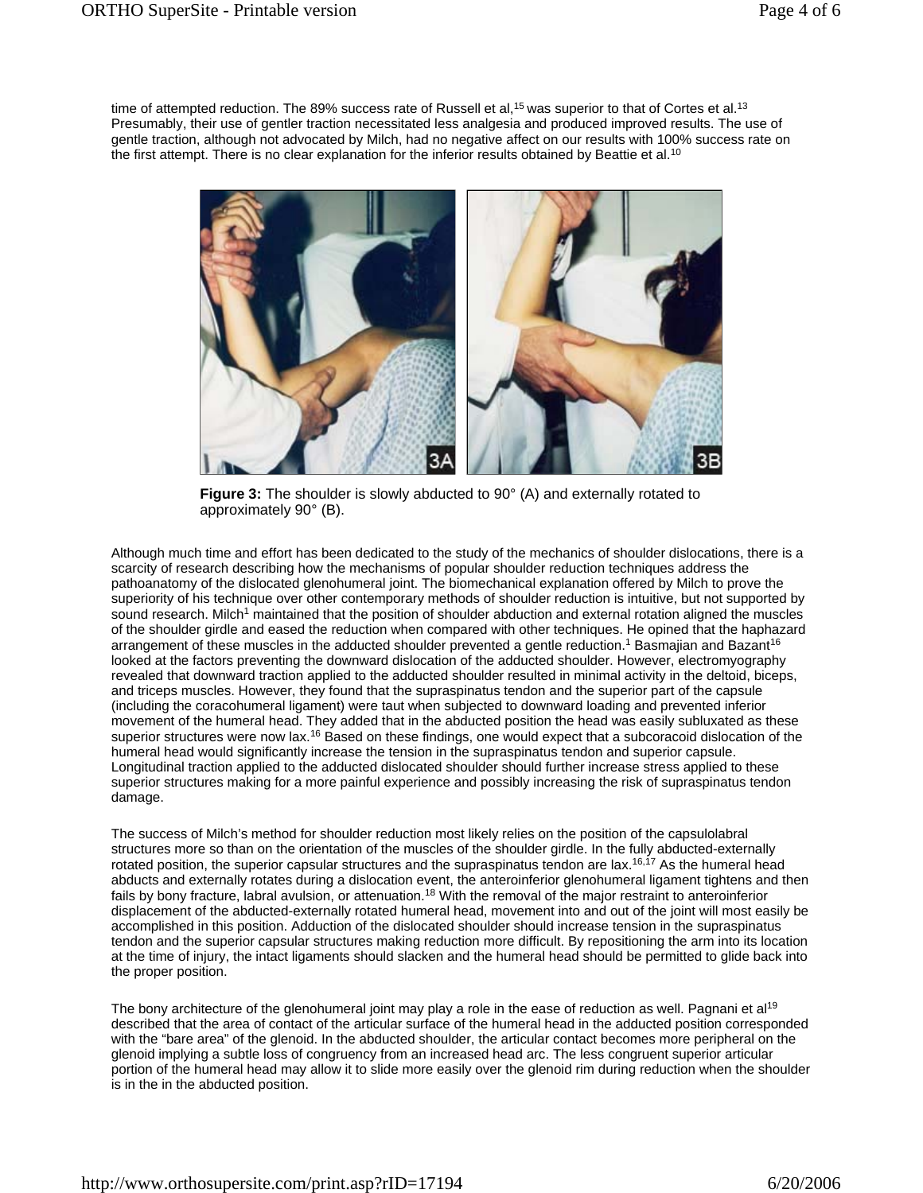time of attempted reduction. The 89% success rate of Russell et al,[15] was superior to that of Cortes et al.[13] Presumably, their use of gentler traction necessitated less analgesia and produced improved results. The use of gentle traction, although not advocated by Milch, had no negative affect on our results with 100% success rate on the first attempt. There is no clear explanation for the inferior results obtained by Beattie et al.[10]

**Figure 3:** The shoulder is slowly abducted to 90° (A) and externally rotated to approximately 90° (B).

Although much time and effort has been dedicated to the study of the mechanics of shoulder dislocations, there is a scarcity of research describing how the mechanisms of popular shoulder reduction techniques address the pathoanatomy of the dislocated glenohumeral joint. The biomechanical explanation offered by Milch to prove the superiority of his technique over other contemporary methods of shoulder reduction is intuitive, but not supported by sound research. Milch[1] maintained that the position of shoulder abduction and external rotation aligned the muscles of the shoulder girdle and eased the reduction when compared with other techniques. He opined that the haphazard arrangement of these muscles in the adducted shoulder prevented a gentle reduction.[1] Basmajian and Bazant[16] looked at the factors preventing the downward dislocation of the adducted shoulder. However, electromyography revealed that downward traction applied to the adducted shoulder resulted in minimal activity in the deltoid, biceps, and triceps muscles. However, they found that the supraspinatus tendon and the superior part of the capsule (including the coracohumeral ligament) were taut when subjected to downward loading and prevented inferior movement of the humeral head. They added that in the abducted position the head was easily subluxated as these superior structures were now lax.[16] Based on these findings, one would expect that a subcoracoid dislocation of the humeral head would significantly increase the tension in the supraspinatus tendon and superior capsule. Longitudinal traction applied to the adducted dislocated shoulder should further increase stress applied to these superior structures making for a more painful experience and possibly increasing the risk of supraspinatus tendon damage.

The success of Milch's method for shoulder reduction most likely relies on the position of the capsulolabral structures more so than on the orientation of the muscles of the shoulder girdle. In the fully abducted-externally rotated position, the superior capsular structures and the supraspinatus tendon are lax.[16,17] As the humeral head abducts and externally rotates during a dislocation event, the anteroinferior glenohumeral ligament tightens and then fails by bony fracture, labral avulsion, or attenuation.[18] With the removal of the major restraint to anteroinferior displacement of the abducted-externally rotated humeral head, movement into and out of the joint will most easily be accomplished in this position. Adduction of the dislocated shoulder should increase tension in the supraspinatus tendon and the superior capsular structures making reduction more difficult. By repositioning the arm into its location at the time of injury, the intact ligaments should slacken and the humeral head should be permitted to glide back into the proper position.

The bony architecture of the glenohumeral joint may play a role in the ease of reduction as well. Pagnani et al[19] described that the area of contact of the articular surface of the humeral head in the adducted position corresponded with the "bare area" of the glenoid. In the abducted shoulder, the articular contact becomes more peripheral on the glenoid implying a subtle loss of congruency from an increased head arc. The less congruent superior articular portion of the humeral head may allow it to slide more easily over the glenoid rim during reduction when the shoulder is in the in the abducted position.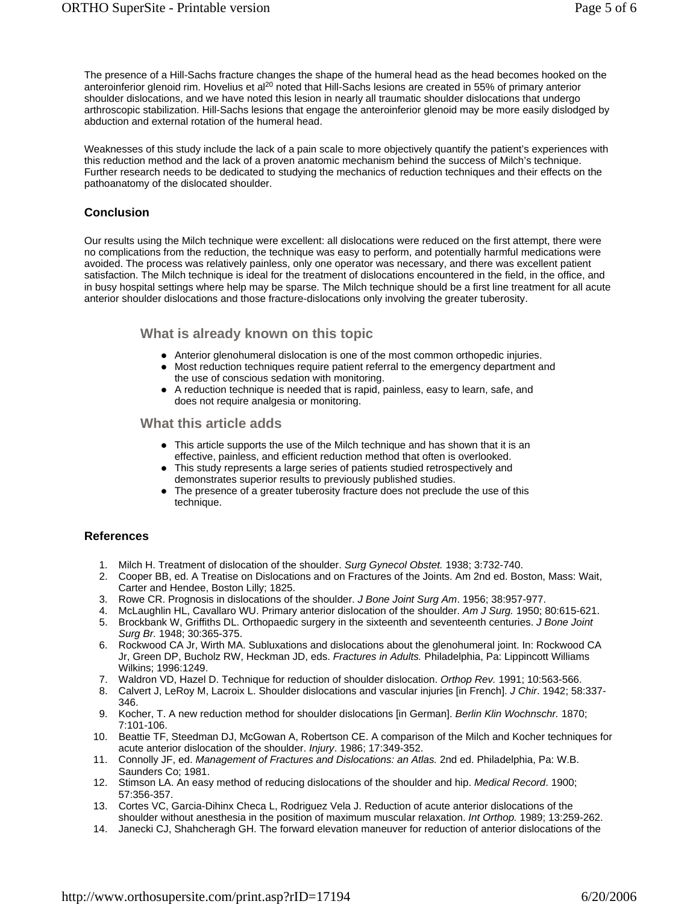The presence of a Hill-Sachs fracture changes the shape of the humeral head as the head becomes hooked on the anteroinferior glenoid rim. Hovelius et al[20] noted that Hill-Sachs lesions are created in 55% of primary anterior shoulder dislocations, and we have noted this lesion in nearly all traumatic shoulder dislocations that undergo arthroscopic stabilization. Hill-Sachs lesions that engage the anteroinferior glenoid may be more easily dislodged by abduction and external rotation of the humeral head.

Weaknesses of this study include the lack of a pain scale to more objectively quantify the patient's experiences with this reduction method and the lack of a proven anatomic mechanism behind the success of Milch's technique. Further research needs to be dedicated to studying the mechanics of reduction techniques and their effects on the pathoanatomy of the dislocated shoulder.

## Conclusion

Our results using the Milch technique were excellent: all dislocations were reduced on the first attempt, there were no complications from the reduction, the technique was easy to perform, and potentially harmful medications were avoided. The process was relatively painless, only one operator was necessary, and there was excellent patient satisfaction. The Milch technique is ideal for the treatment of dislocations encountered in the field, in the office, and in busy hospital settings where help may be sparse. The Milch technique should be a first line treatment for all acute anterior shoulder dislocations and those fracture-dislocations only involving the greater tuberosity.

### What is already known on this topic

- Anterior glenohumeral dislocation is one of the most common orthopedic injuries.
- Most reduction techniques require patient referral to the emergency department and the use of conscious sedation with monitoring.
- A reduction technique is needed that is rapid, painless, easy to learn, safe, and does not require analgesia or monitoring.

### What this article adds

- This article supports the use of the Milch technique and has shown that it is an effective, painless, and efficient reduction method that often is overlooked.
- This study represents a large series of patients studied retrospectively and demonstrates superior results to previously published studies.
- The presence of a greater tuberosity fracture does not preclude the use of this technique.

## References

1. Milch H. Treatment of dislocation of the shoulder. *Surg Gynecol Obstet.* 1938; 3:732-740.
2. Cooper BB, ed. A Treatise on Dislocations and on Fractures of the Joints. Am 2nd ed. Boston, Mass: Wait, Carter and Hendee, Boston Lilly; 1825.
3. Rowe CR. Prognosis in dislocations of the shoulder. *J Bone Joint Surg Am*. 1956; 38:957-977.
4. McLaughlin HL, Cavallaro WU. Primary anterior dislocation of the shoulder. *Am J Surg.* 1950; 80:615-621.
5. Brockbank W, Griffiths DL. Orthopaedic surgery in the sixteenth and seventeenth centuries. *J Bone Joint Surg Br.* 1948; 30:365-375.
6. Rockwood CA Jr, Wirth MA. Subluxations and dislocations about the glenohumeral joint. In: Rockwood CA Jr, Green DP, Bucholz RW, Heckman JD, eds. *Fractures in Adults.* Philadelphia, Pa: Lippincott Williams Wilkins; 1996:1249.
7. Waldron VD, Hazel D. Technique for reduction of shoulder dislocation. *Orthop Rev.* 1991; 10:563-566.
8. Calvert J, LeRoy M, Lacroix L. Shoulder dislocations and vascular injuries [in French]. *J Chir*. 1942; 58:337-346.
9. Kocher, T. A new reduction method for shoulder dislocations [in German]. *Berlin Klin Wochnschr.* 1870; 7:101-106.
10. Beattie TF, Steedman DJ, McGowan A, Robertson CE. A comparison of the Milch and Kocher techniques for acute anterior dislocation of the shoulder. *Injury*. 1986; 17:349-352.
11. Connolly JF, ed. *Management of Fractures and Dislocations: an Atlas.* 2nd ed. Philadelphia, Pa: W.B. Saunders Co; 1981.
12. Stimson LA. An easy method of reducing dislocations of the shoulder and hip. *Medical Record*. 1900; 57:356-357.
13. Cortes VC, Garcia-Dihinx Checa L, Rodriguez Vela J. Reduction of acute anterior dislocations of the shoulder without anesthesia in the position of maximum muscular relaxation. *Int Orthop.* 1989; 13:259-262.
14. Janecki CJ, Shahcheragh GH. The forward elevation maneuver for reduction of anterior dislocations of the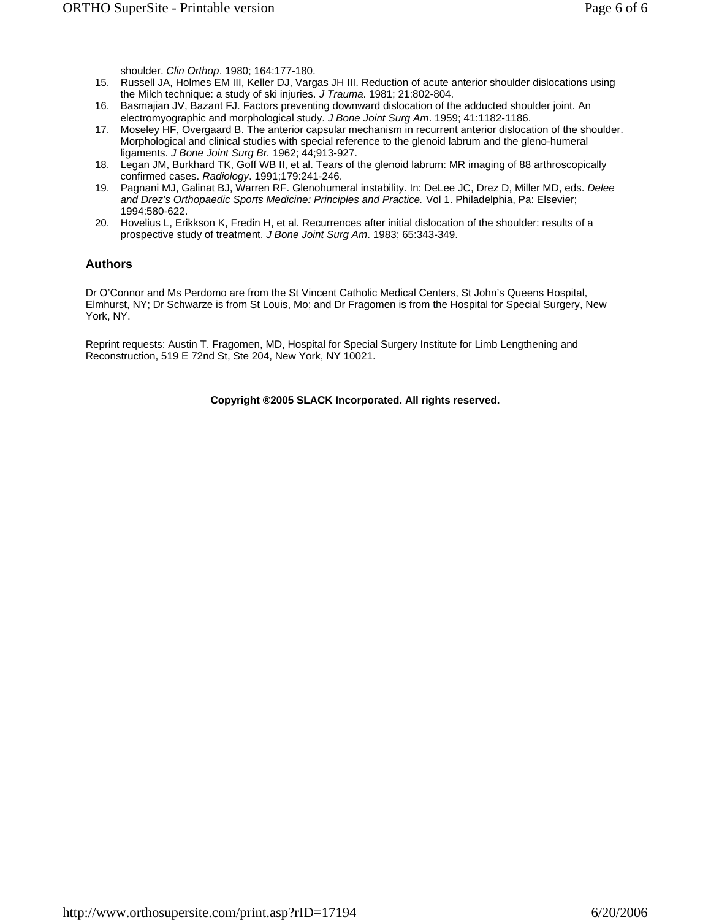shoulder. *Clin Orthop*. 1980; 164:177-180.

15. Russell JA, Holmes EM III, Keller DJ, Vargas JH III. Reduction of acute anterior shoulder dislocations using the Milch technique: a study of ski injuries. *J Trauma*. 1981; 21:802-804.
16. Basmajian JV, Bazant FJ. Factors preventing downward dislocation of the adducted shoulder joint. An electromyographic and morphological study. *J Bone Joint Surg Am*. 1959; 41:1182-1186.
17. Moseley HF, Overgaard B. The anterior capsular mechanism in recurrent anterior dislocation of the shoulder. Morphological and clinical studies with special reference to the glenoid labrum and the gleno-humeral ligaments. *J Bone Joint Surg Br.* 1962; 44;913-927.
18. Legan JM, Burkhard TK, Goff WB II, et al. Tears of the glenoid labrum: MR imaging of 88 arthroscopically confirmed cases. *Radiology*. 1991;179:241-246.
19. Pagnani MJ, Galinat BJ, Warren RF. Glenohumeral instability. In: DeLee JC, Drez D, Miller MD, eds. *Delee and Drez's Orthopaedic Sports Medicine: Principles and Practice.* Vol 1. Philadelphia, Pa: Elsevier; 1994:580-622.
20. Hovelius L, Erikkson K, Fredin H, et al. Recurrences after initial dislocation of the shoulder: results of a prospective study of treatment. *J Bone Joint Surg Am*. 1983; 65:343-349.

## Authors

Dr O'Connor and Ms Perdomo are from the St Vincent Catholic Medical Centers, St John's Queens Hospital, Elmhurst, NY; Dr Schwarze is from St Louis, Mo; and Dr Fragomen is from the Hospital for Special Surgery, New York, NY.

Reprint requests: Austin T. Fragomen, MD, Hospital for Special Surgery Institute for Limb Lengthening and Reconstruction, 519 E 72nd St, Ste 204, New York, NY 10021.

**Copyright ®2005 SLACK Incorporated. All rights reserved.**